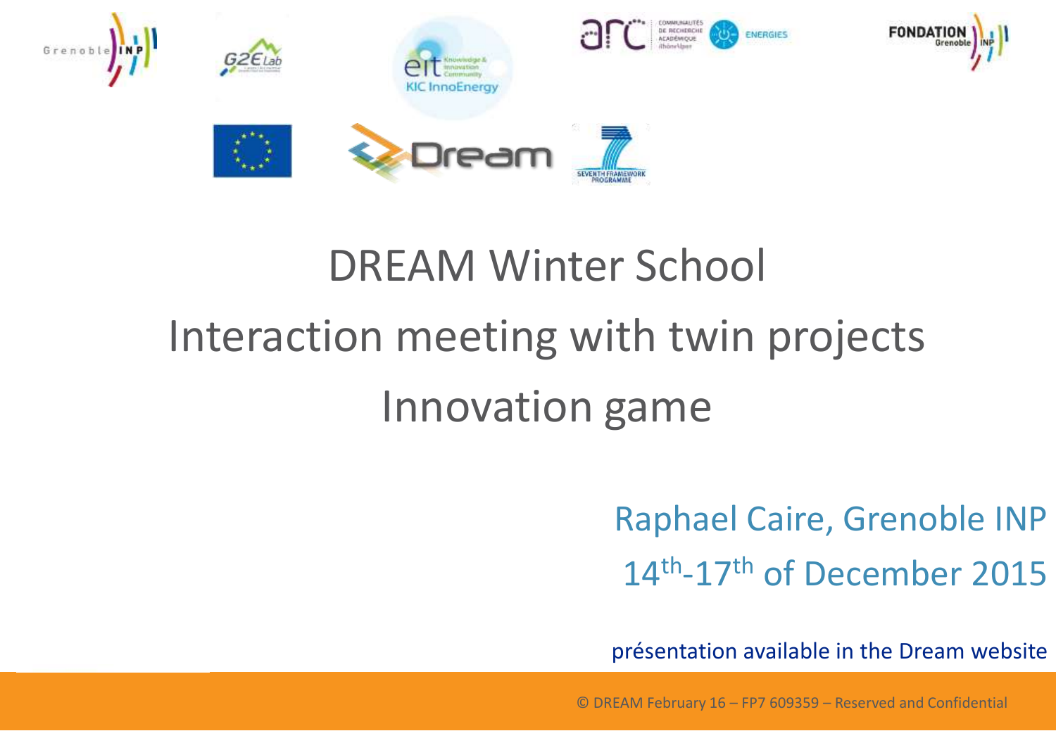# DREAM Winter School

# Interaction meeting with twin projects

# Innovation game

Raphael Caire, Grenoble INP

14th-17th of December 2015

présentation available in the Dream website

© DREAM February 16 – FP7 609359 – Reserved and Confidential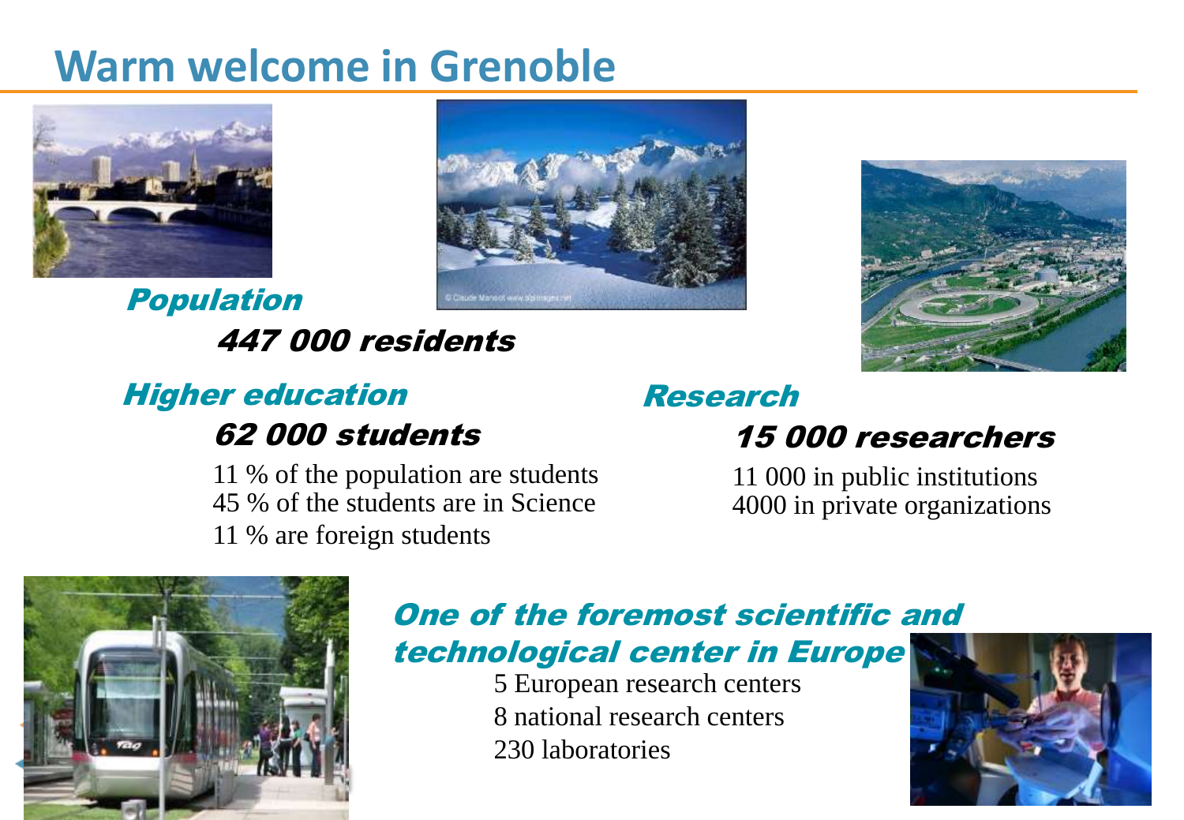# Warm welcome in Grenoble

## *Population*

***447 000 residents***

## *Higher education*

***62 000 students***

11 % of the population are students
45 % of the students are in Science
11 % are foreign students

## *Research*

***15 000 researchers***

11 000 in public institutions
4000 in private organizations

## *One of the foremost scientific and technological center in Europe*

5 European research centers
8 national research centers
230 laboratories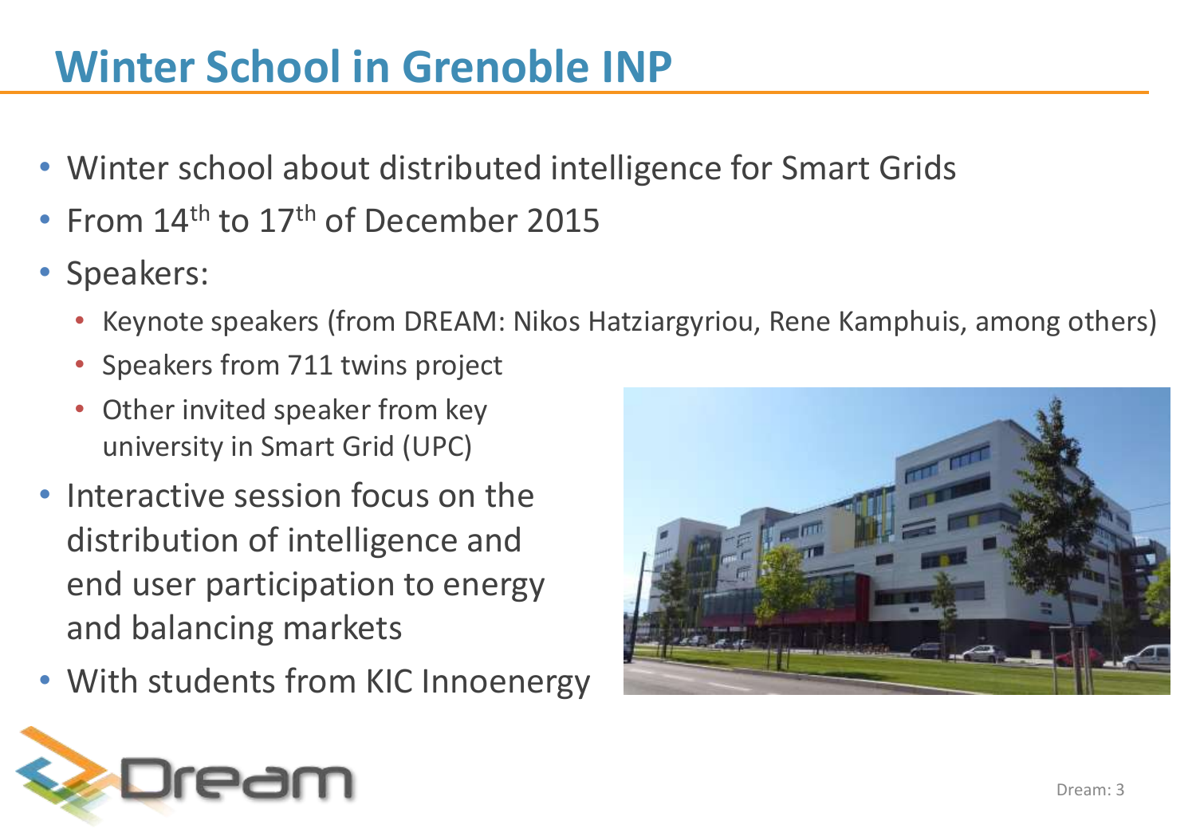# Winter School in Grenoble INP

- Winter school about distributed intelligence for Smart Grids
- From 14th to 17th of December 2015
- Speakers:
  - Keynote speakers (from DREAM: Nikos Hatziargyriou, Rene Kamphuis, among others)
  - Speakers from 711 twins project
  - Other invited speaker from key university in Smart Grid (UPC)
- Interactive session focus on the distribution of intelligence and end user participation to energy and balancing markets
- With students from KIC Innoenergy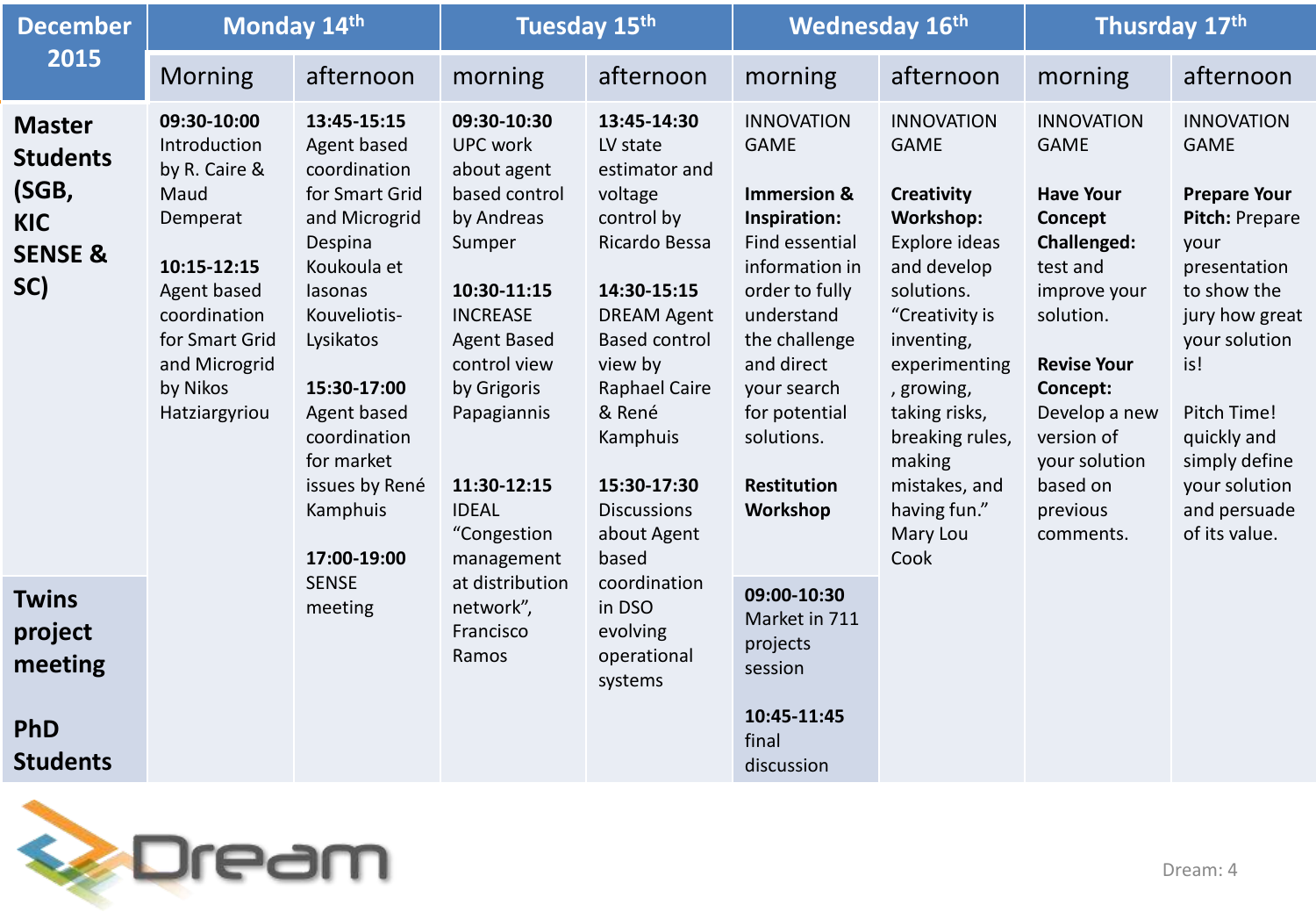| December 2015 | Monday 14th | | Tuesday 15th | | Wednesday 16th | | Thursday 17th | |
|---|---|---|---|---|---|---|---|---|
| | Morning | afternoon | morning | afternoon | morning | afternoon | morning | afternoon |
| **Master Students (SGB, KIC SENSE & SC)** | **09:30-10:00** Introduction by R. Caire & Maud Demperat<br><br>**10:15-12:15** Agent based coordination for Smart Grid and Microgrid by Nikos Hatziargyriou | **13:45-15:15** Agent based coordination for Smart Grid and Microgrid Despina Koukoula et Iasonas Kouveliotis-Lysikatos<br><br>**15:30-17:00** Agent based coordination for market issues by René Kamphuis<br><br>**17:00-19:00** SENSE meeting | **09:30-10:30** UPC work about agent based control by Andreas Sumper<br><br>**10:30-11:15** INCREASE Agent Based control view by Grigoris Papagiannis<br><br>**11:30-12:15** IDEAL “Congestion management at distribution network”, Francisco Ramos | **13:45-14:30** LV state estimator and voltage control by Ricardo Bessa<br><br>**14:30-15:15** DREAM Agent Based control view by Raphael Caire & René Kamphuis<br><br>**15:30-17:30** Discussions about Agent based coordination in DSO evolving operational systems | INNOVATION GAME<br><br>**Immersion & Inspiration:** Find essential information in order to fully understand the challenge and direct your search for potential solutions.<br><br>**Restitution Workshop** | INNOVATION GAME<br><br>**Creativity Workshop:** Explore ideas and develop solutions. “Creativity is inventing, experimenting, growing, taking risks, breaking rules, making mistakes, and having fun.” Mary Lou Cook | INNOVATION GAME<br><br>**Have Your Concept Challenged:** test and improve your solution.<br><br>**Revise Your Concept:** Develop a new version of your solution based on previous comments. | INNOVATION GAME<br><br>**Prepare Your Pitch:** Prepare your presentation to show the jury how great your solution is!<br><br>Pitch Time! quickly and simply define your solution and persuade of its value. |
| **Twins project meeting**<br><br>**PhD Students** | | | | | **09:00-10:30** Market in 711 projects session<br><br>**10:45-11:45** final discussion | | | |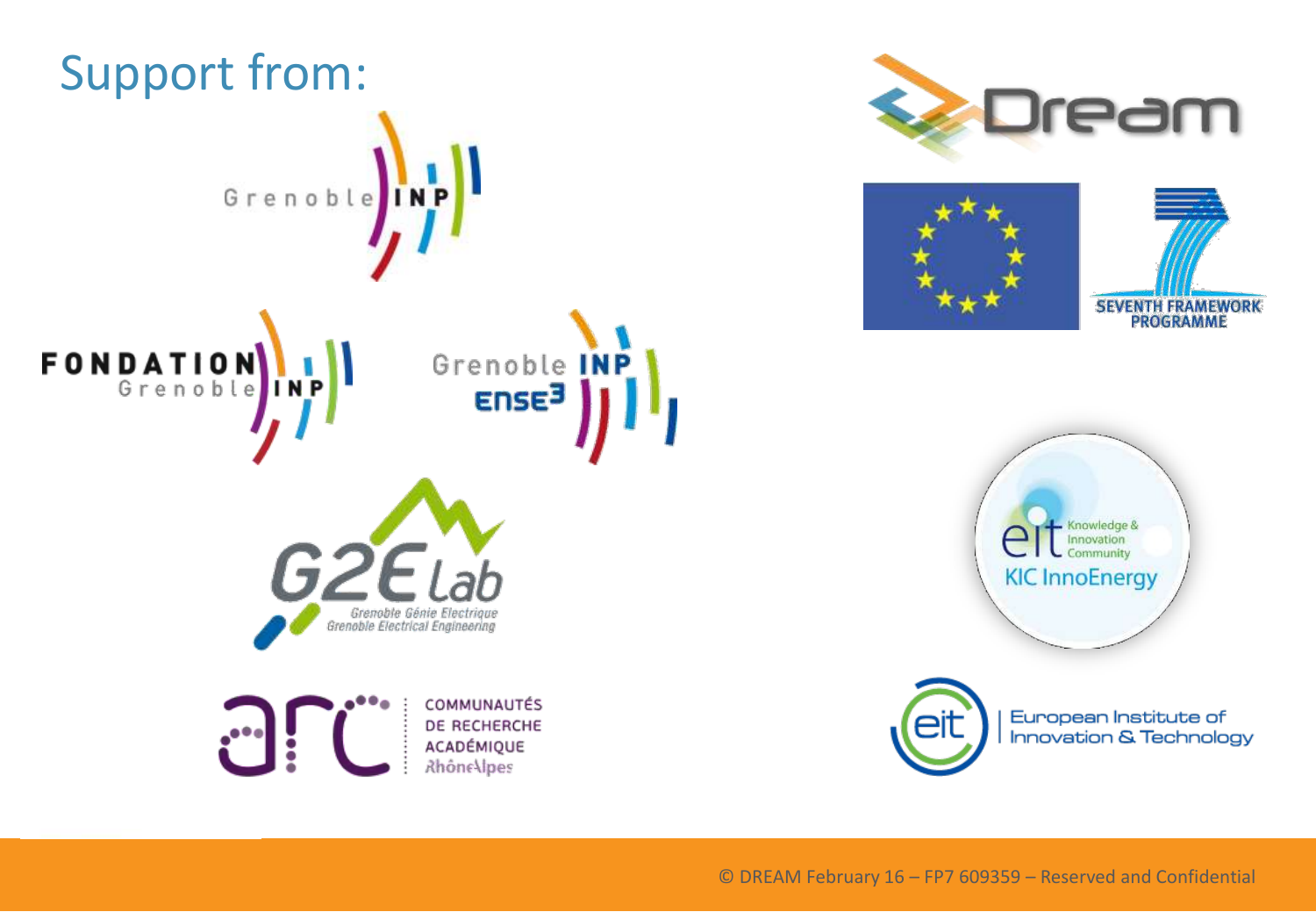## Support from:

Grenoble INP

FONDATION Grenoble INP

Grenoble INP Ense3

G2Elab Grenoble Génie Electrique Grenoble Electrical Engineering

arc COMMUNAUTÉS DE RECHERCHE ACADÉMIQUE RhôneAlpes

Dream

SEVENTH FRAMEWORK PROGRAMME

eit Knowledge & Innovation Community KIC InnoEnergy

eit European Institute of Innovation & Technology

© DREAM February 16 – FP7 609359 – Reserved and Confidential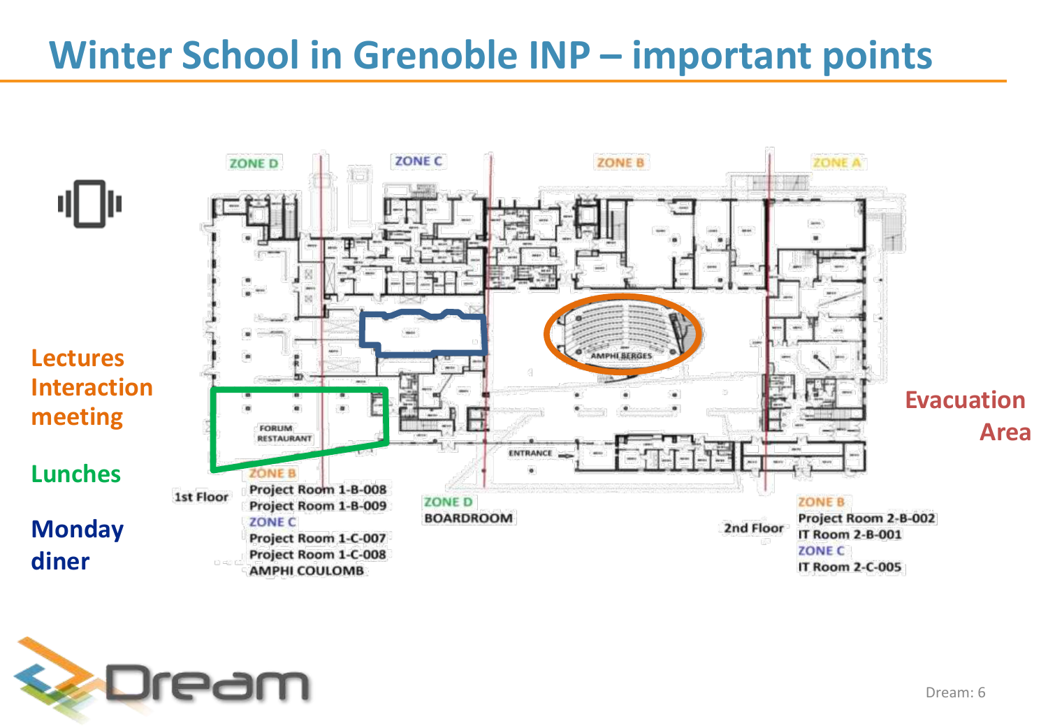# Winter School in Grenoble INP – important points

ZONE D | ZONE C | ZONE B | ZONE A

AMPHI BERGES

FORUM RESTAURANT

ENTRANCE

**Lectures Interaction meeting**

**Lunches**

**Monday diner**

**Evacuation Area**

1st Floor

ZONE B
- Project Room 1-B-008
- Project Room 1-B-009

ZONE C
- Project Room 1-C-007
- Project Room 1-C-008
- AMPHI COULOMB

ZONE D
- BOARDROOM

2nd Floor

ZONE B
- Project Room 2-B-002
- IT Room 2-B-001

ZONE C
- IT Room 2-C-005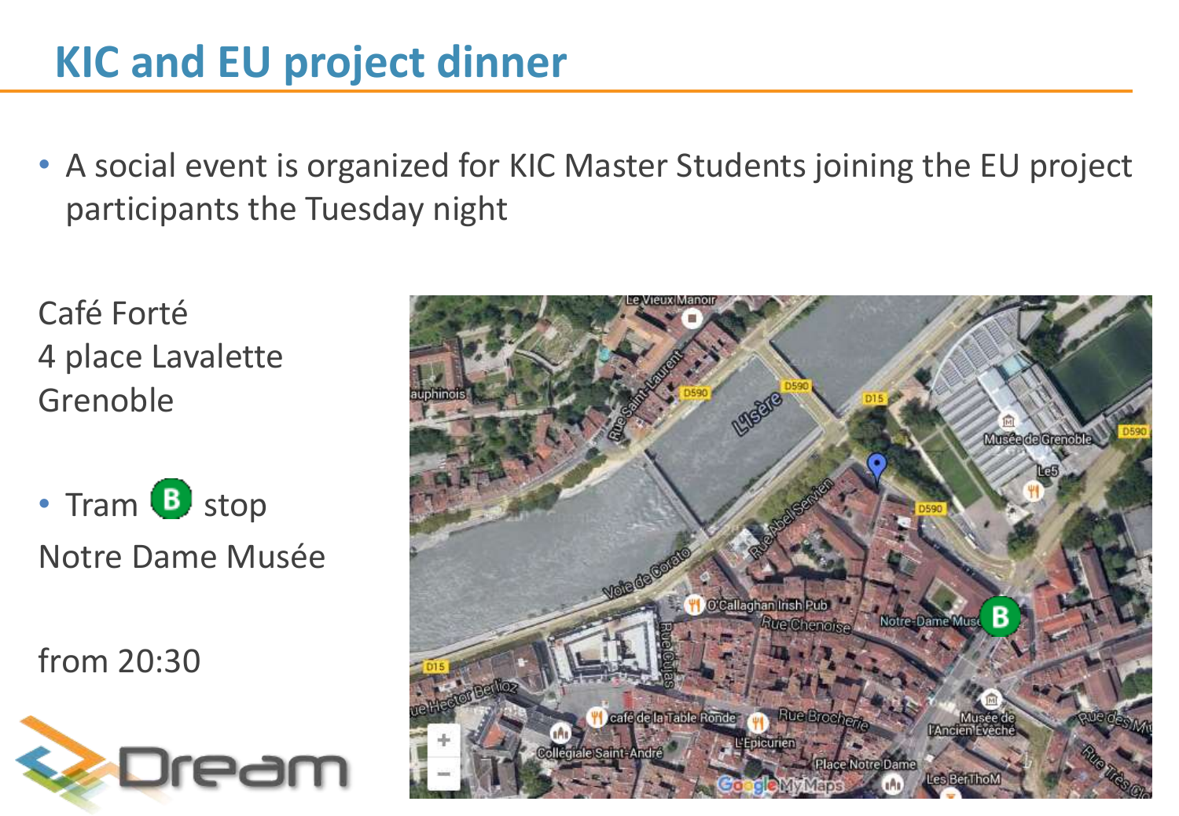# KIC and EU project dinner

- A social event is organized for KIC Master Students joining the EU project participants the Tuesday night

Café Forté
4 place Lavalette
Grenoble

- Tram B stop

Notre Dame Musée

from 20:30